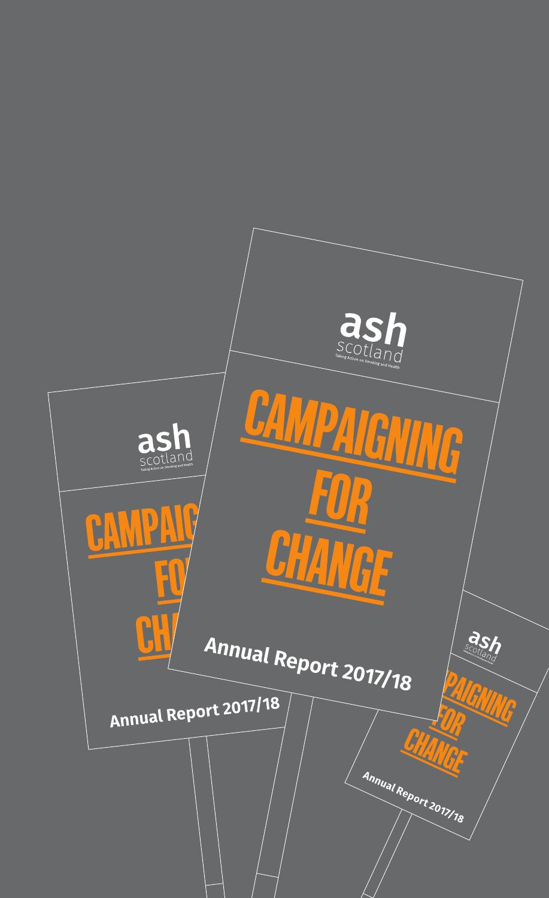ash scotland

Taking Action on Smoking and Health

# CAMPAIGNING FOR CHANGE

## Annual Report 2017/18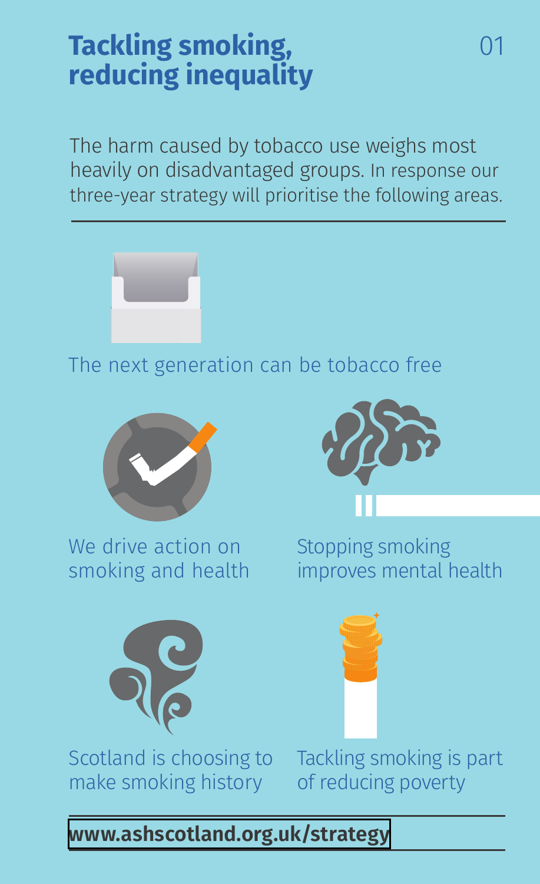# Tackling smoking, reducing inequality

The harm caused by tobacco use weighs most heavily on disadvantaged groups. In response our three-year strategy will prioritise the following areas.

The next generation can be tobacco free

We drive action on smoking and health

Stopping smoking improves mental health

Scotland is choosing to make smoking history

Tackling smoking is part of reducing poverty

**www.ashscotland.org.uk/strategy**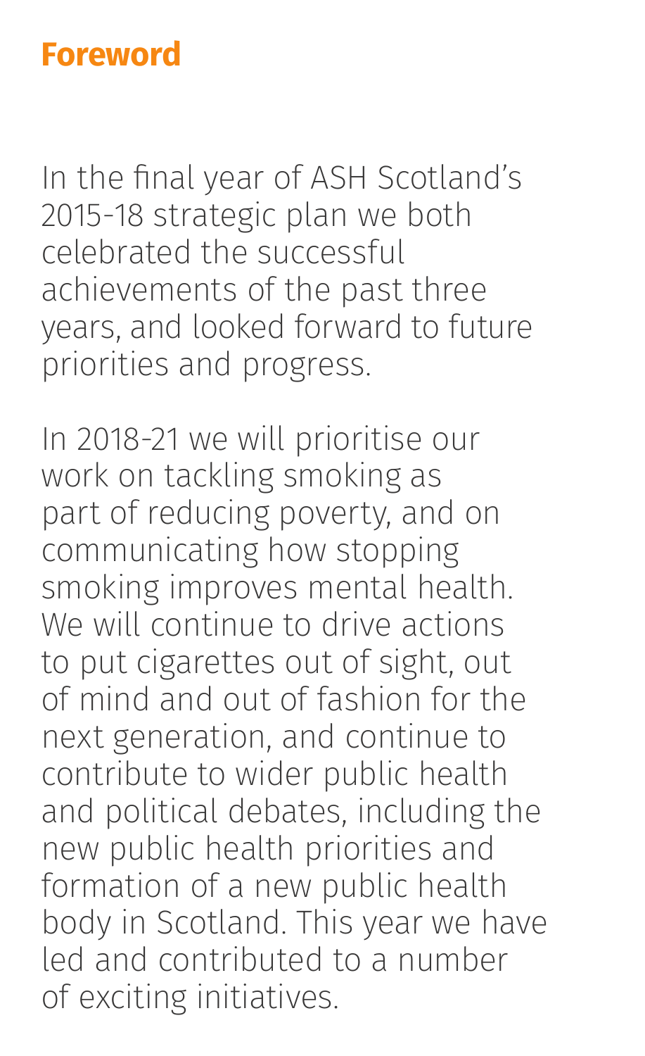# Foreword

In the final year of ASH Scotland's 2015-18 strategic plan we both celebrated the successful achievements of the past three years, and looked forward to future priorities and progress.

In 2018-21 we will prioritise our work on tackling smoking as part of reducing poverty, and on communicating how stopping smoking improves mental health. We will continue to drive actions to put cigarettes out of sight, out of mind and out of fashion for the next generation, and continue to contribute to wider public health and political debates, including the new public health priorities and formation of a new public health body in Scotland. This year we have led and contributed to a number of exciting initiatives.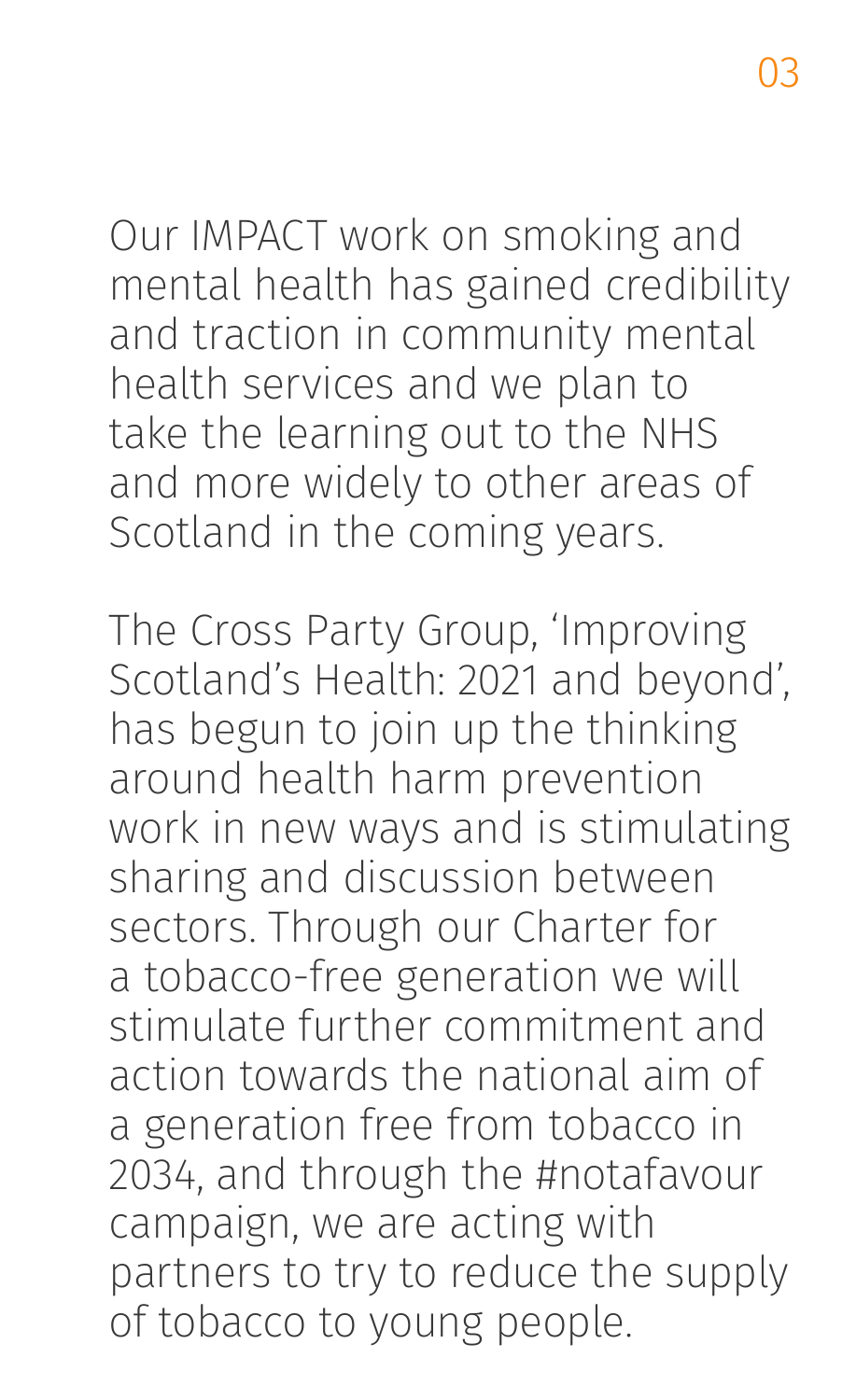Our IMPACT work on smoking and mental health has gained credibility and traction in community mental health services and we plan to take the learning out to the NHS and more widely to other areas of Scotland in the coming years.

The Cross Party Group, 'Improving Scotland's Health: 2021 and beyond', has begun to join up the thinking around health harm prevention work in new ways and is stimulating sharing and discussion between sectors. Through our Charter for a tobacco-free generation we will stimulate further commitment and action towards the national aim of a generation free from tobacco in 2034, and through the #notafavour campaign, we are acting with partners to try to reduce the supply of tobacco to young people.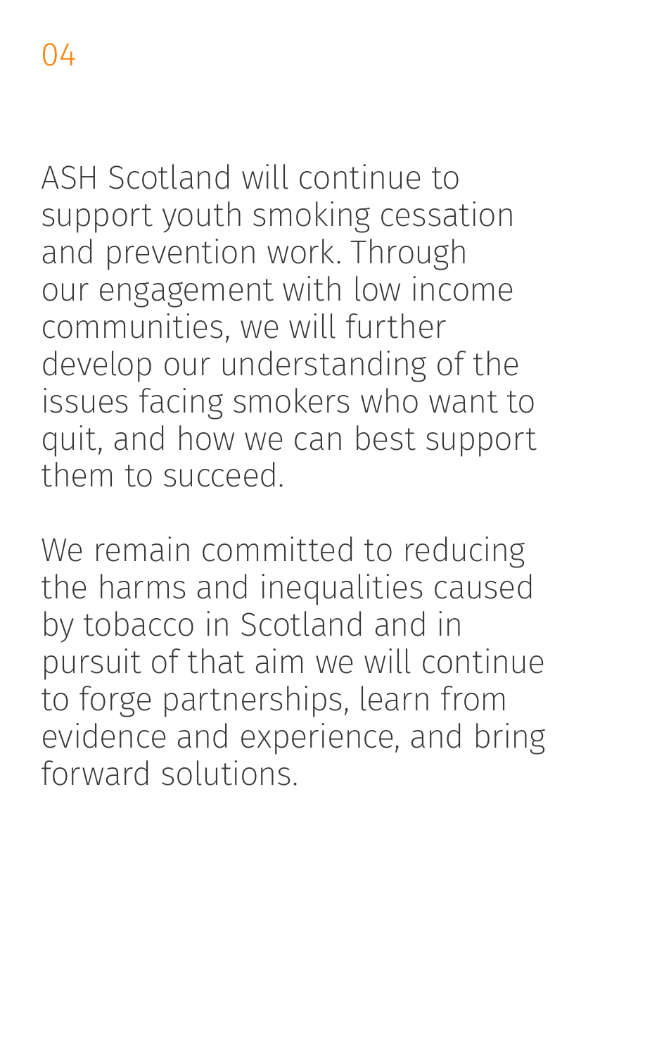ASH Scotland will continue to support youth smoking cessation and prevention work. Through our engagement with low income communities, we will further develop our understanding of the issues facing smokers who want to quit, and how we can best support them to succeed.

We remain committed to reducing the harms and inequalities caused by tobacco in Scotland and in pursuit of that aim we will continue to forge partnerships, learn from evidence and experience, and bring forward solutions.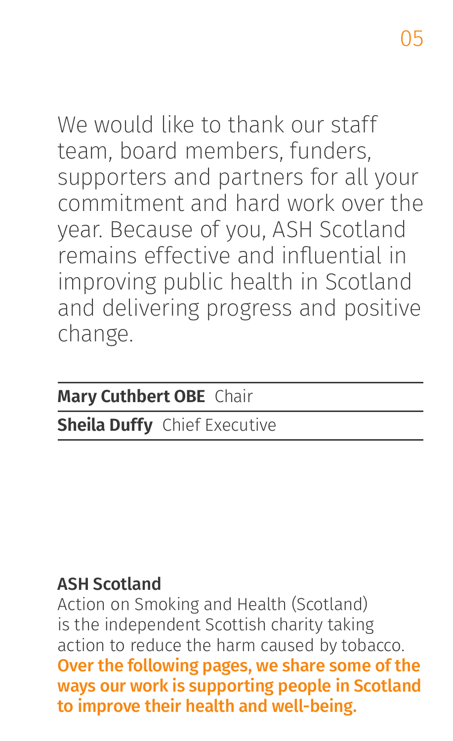We would like to thank our staff team, board members, funders, supporters and partners for all your commitment and hard work over the year. Because of you, ASH Scotland remains effective and influential in improving public health in Scotland and delivering progress and positive change.

**Mary Cuthbert OBE** Chair

**Sheila Duffy** Chief Executive

**ASH Scotland**

Action on Smoking and Health (Scotland) is the independent Scottish charity taking action to reduce the harm caused by tobacco.
**Over the following pages, we share some of the ways our work is supporting people in Scotland to improve their health and well-being.**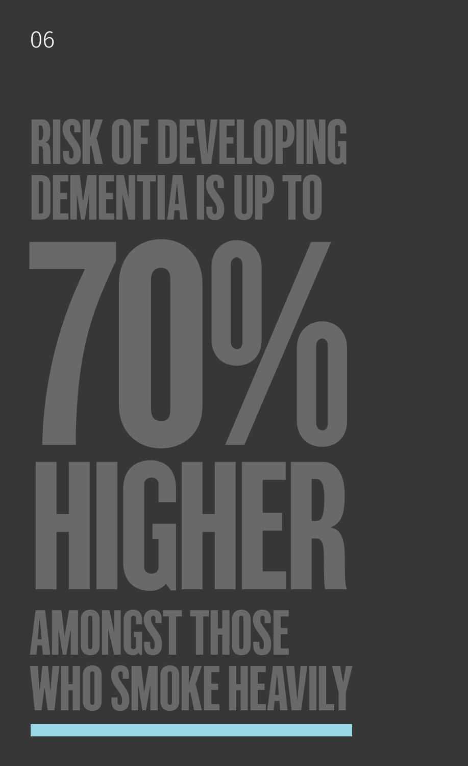06

# RISK OF DEVELOPING DEMENTIA IS UP TO 70% HIGHER AMONGST THOSE WHO SMOKE HEAVILY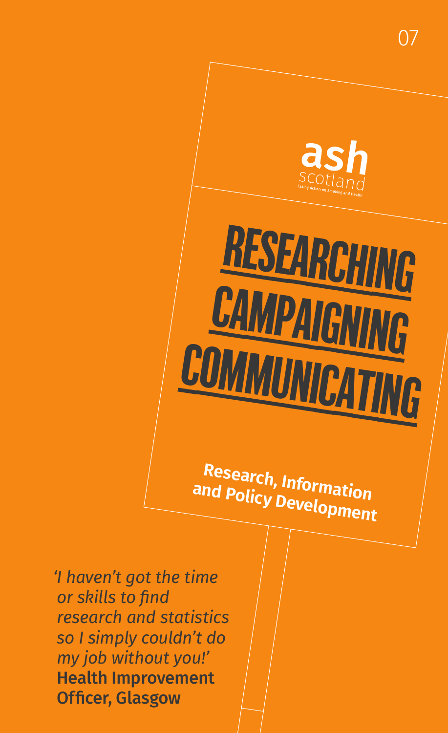# RESEARCHING CAMPAIGNING COMMUNICATING

## Research, Information and Policy Development

*'I haven't got the time or skills to find research and statistics so I simply couldn't do my job without you!'*
**Health Improvement Officer, Glasgow**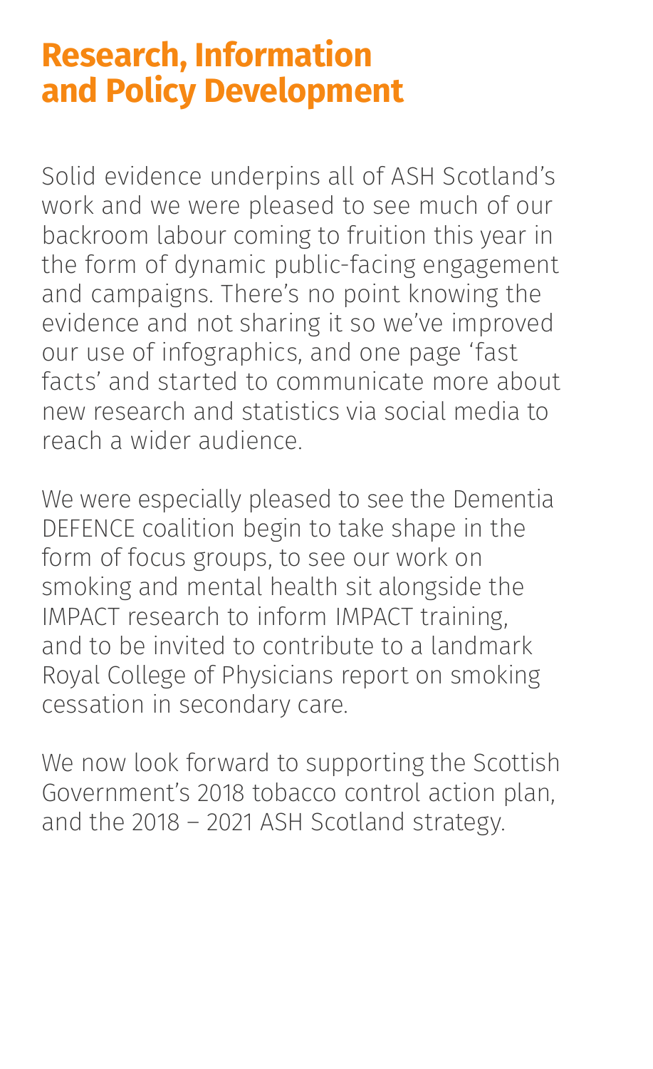# Research, Information and Policy Development

Solid evidence underpins all of ASH Scotland's work and we were pleased to see much of our backroom labour coming to fruition this year in the form of dynamic public-facing engagement and campaigns. There's no point knowing the evidence and not sharing it so we've improved our use of infographics, and one page 'fast facts' and started to communicate more about new research and statistics via social media to reach a wider audience.

We were especially pleased to see the Dementia DEFENCE coalition begin to take shape in the form of focus groups, to see our work on smoking and mental health sit alongside the IMPACT research to inform IMPACT training, and to be invited to contribute to a landmark Royal College of Physicians report on smoking cessation in secondary care.

We now look forward to supporting the Scottish Government's 2018 tobacco control action plan, and the 2018 – 2021 ASH Scotland strategy.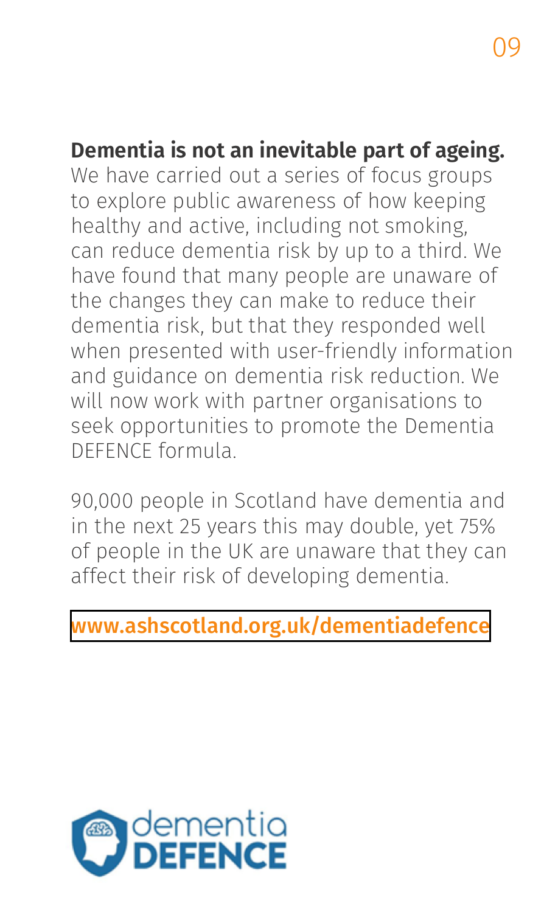**Dementia is not an inevitable part of ageing.** We have carried out a series of focus groups to explore public awareness of how keeping healthy and active, including not smoking, can reduce dementia risk by up to a third. We have found that many people are unaware of the changes they can make to reduce their dementia risk, but that they responded well when presented with user-friendly information and guidance on dementia risk reduction. We will now work with partner organisations to seek opportunities to promote the Dementia DEFENCE formula.

90,000 people in Scotland have dementia and in the next 25 years this may double, yet 75% of people in the UK are unaware that they can affect their risk of developing dementia.

www.ashscotland.org.uk/dementiadefence

dementia DEFENCE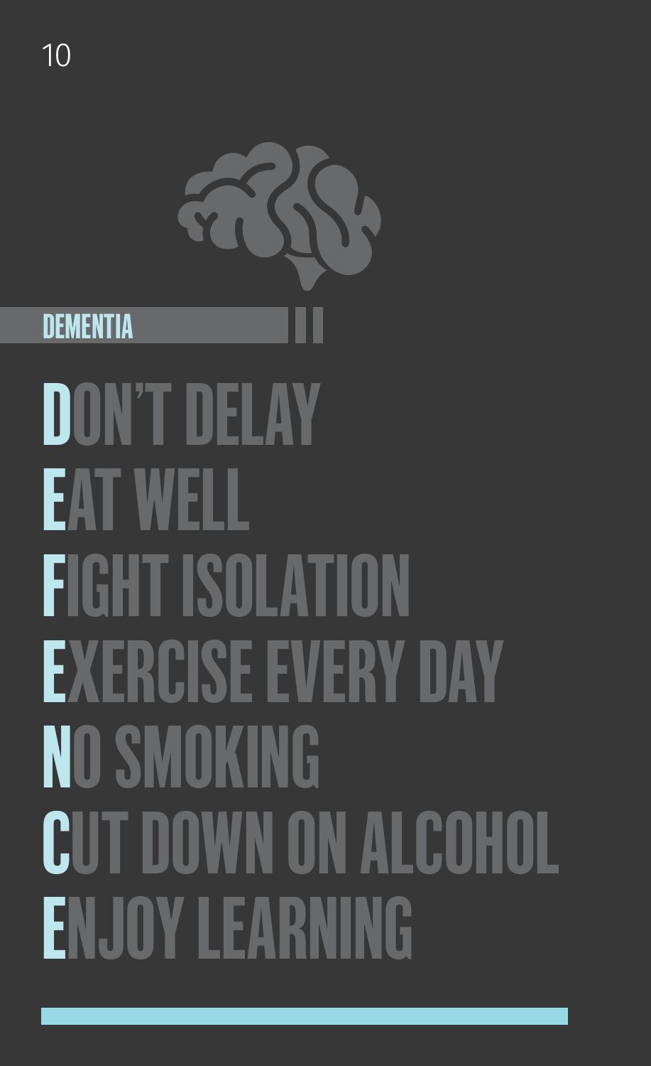## DEMENTIA

# DON'T DELAY
# EAT WELL
# FIGHT ISOLATION
# EXERCISE EVERY DAY
# NO SMOKING
# CUT DOWN ON ALCOHOL
# ENJOY LEARNING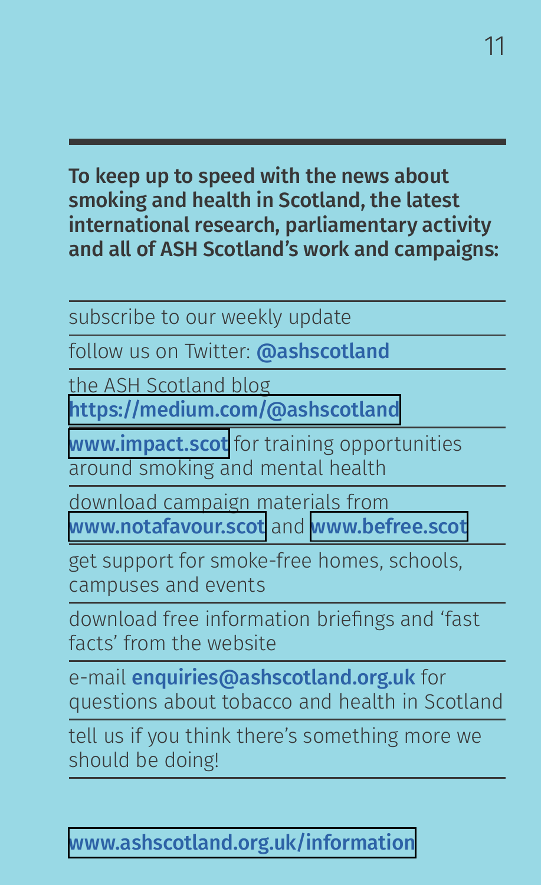**To keep up to speed with the news about smoking and health in Scotland, the latest international research, parliamentary activity and all of ASH Scotland's work and campaigns:**

- subscribe to our weekly update
- follow us on Twitter: **@ashscotland**
- the ASH Scotland blog **https://medium.com/@ashscotland**
- **www.impact.scot** for training opportunities around smoking and mental health
- download campaign materials from **www.notafavour.scot** and **www.befree.scot**
- get support for smoke-free homes, schools, campuses and events
- download free information briefings and 'fast facts' from the website
- e-mail **enquiries@ashscotland.org.uk** for questions about tobacco and health in Scotland
- tell us if you think there's something more we should be doing!

**www.ashscotland.org.uk/information**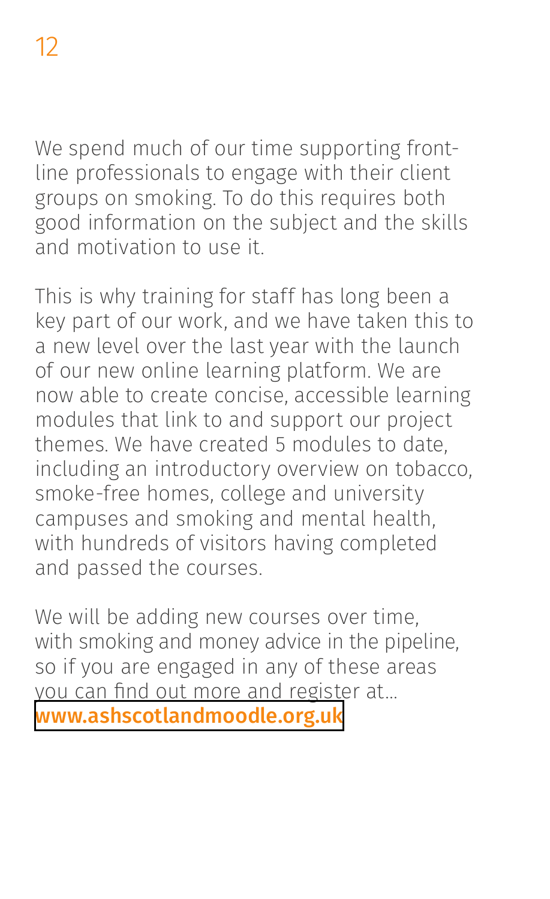We spend much of our time supporting front-line professionals to engage with their client groups on smoking. To do this requires both good information on the subject and the skills and motivation to use it.

This is why training for staff has long been a key part of our work, and we have taken this to a new level over the last year with the launch of our new online learning platform. We are now able to create concise, accessible learning modules that link to and support our project themes. We have created 5 modules to date, including an introductory overview on tobacco, smoke-free homes, college and university campuses and smoking and mental health, with hundreds of visitors having completed and passed the courses.

We will be adding new courses over time, with smoking and money advice in the pipeline, so if you are engaged in any of these areas you can find out more and register at…
**www.ashscotlandmoodle.org.uk**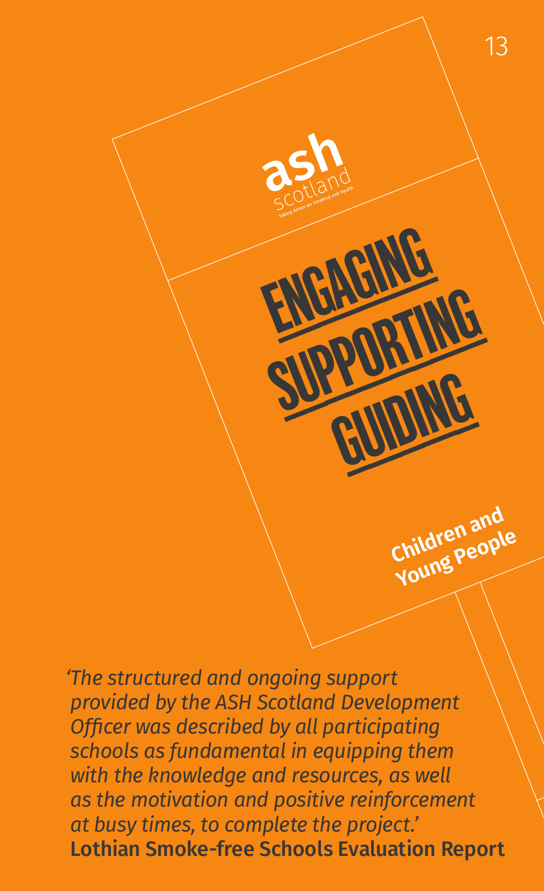ash
scotland
Taking Action on Smoking and Health

# ENGAGING SUPPORTING GUIDING

**Children and Young People**

*'The structured and ongoing support provided by the ASH Scotland Development Officer was described by all participating schools as fundamental in equipping them with the knowledge and resources, as well as the motivation and positive reinforcement at busy times, to complete the project.'*
Lothian Smoke-free Schools Evaluation Report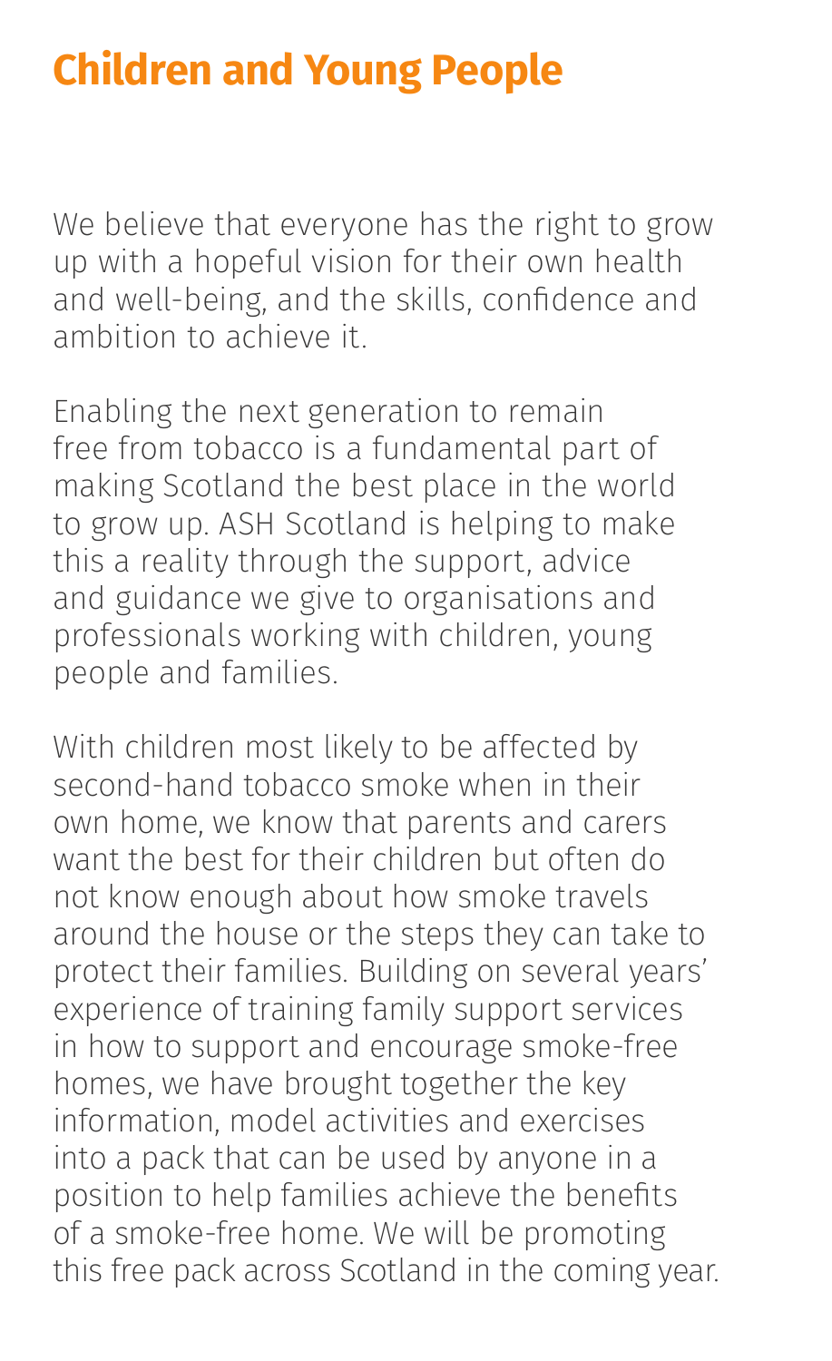# Children and Young People

We believe that everyone has the right to grow up with a hopeful vision for their own health and well-being, and the skills, confidence and ambition to achieve it.

Enabling the next generation to remain free from tobacco is a fundamental part of making Scotland the best place in the world to grow up. ASH Scotland is helping to make this a reality through the support, advice and guidance we give to organisations and professionals working with children, young people and families.

With children most likely to be affected by second-hand tobacco smoke when in their own home, we know that parents and carers want the best for their children but often do not know enough about how smoke travels around the house or the steps they can take to protect their families. Building on several years' experience of training family support services in how to support and encourage smoke-free homes, we have brought together the key information, model activities and exercises into a pack that can be used by anyone in a position to help families achieve the benefits of a smoke-free home. We will be promoting this free pack across Scotland in the coming year.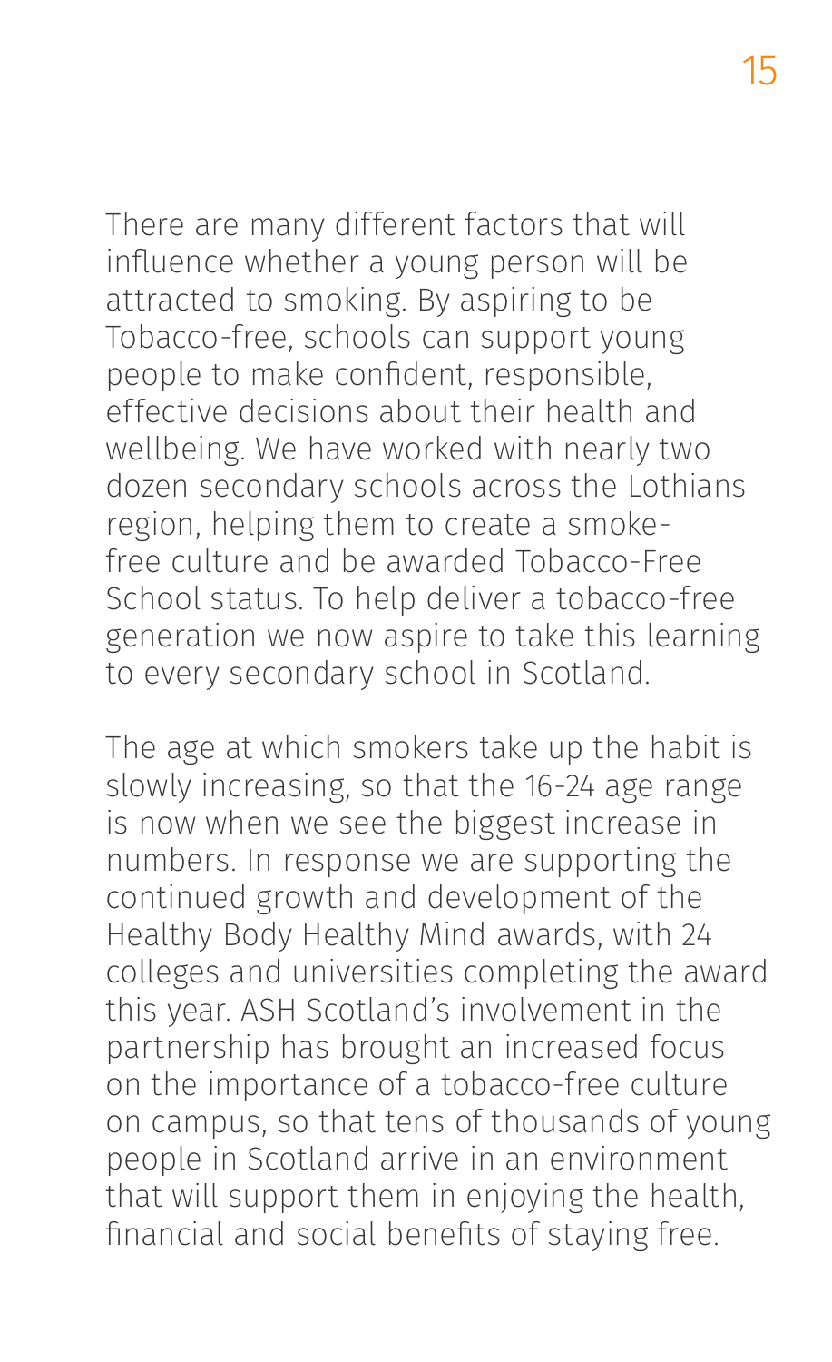There are many different factors that will influence whether a young person will be attracted to smoking. By aspiring to be Tobacco-free, schools can support young people to make confident, responsible, effective decisions about their health and wellbeing. We have worked with nearly two dozen secondary schools across the Lothians region, helping them to create a smoke-free culture and be awarded Tobacco-Free School status. To help deliver a tobacco-free generation we now aspire to take this learning to every secondary school in Scotland.

The age at which smokers take up the habit is slowly increasing, so that the 16-24 age range is now when we see the biggest increase in numbers. In response we are supporting the continued growth and development of the Healthy Body Healthy Mind awards, with 24 colleges and universities completing the award this year. ASH Scotland's involvement in the partnership has brought an increased focus on the importance of a tobacco-free culture on campus, so that tens of thousands of young people in Scotland arrive in an environment that will support them in enjoying the health, financial and social benefits of staying free.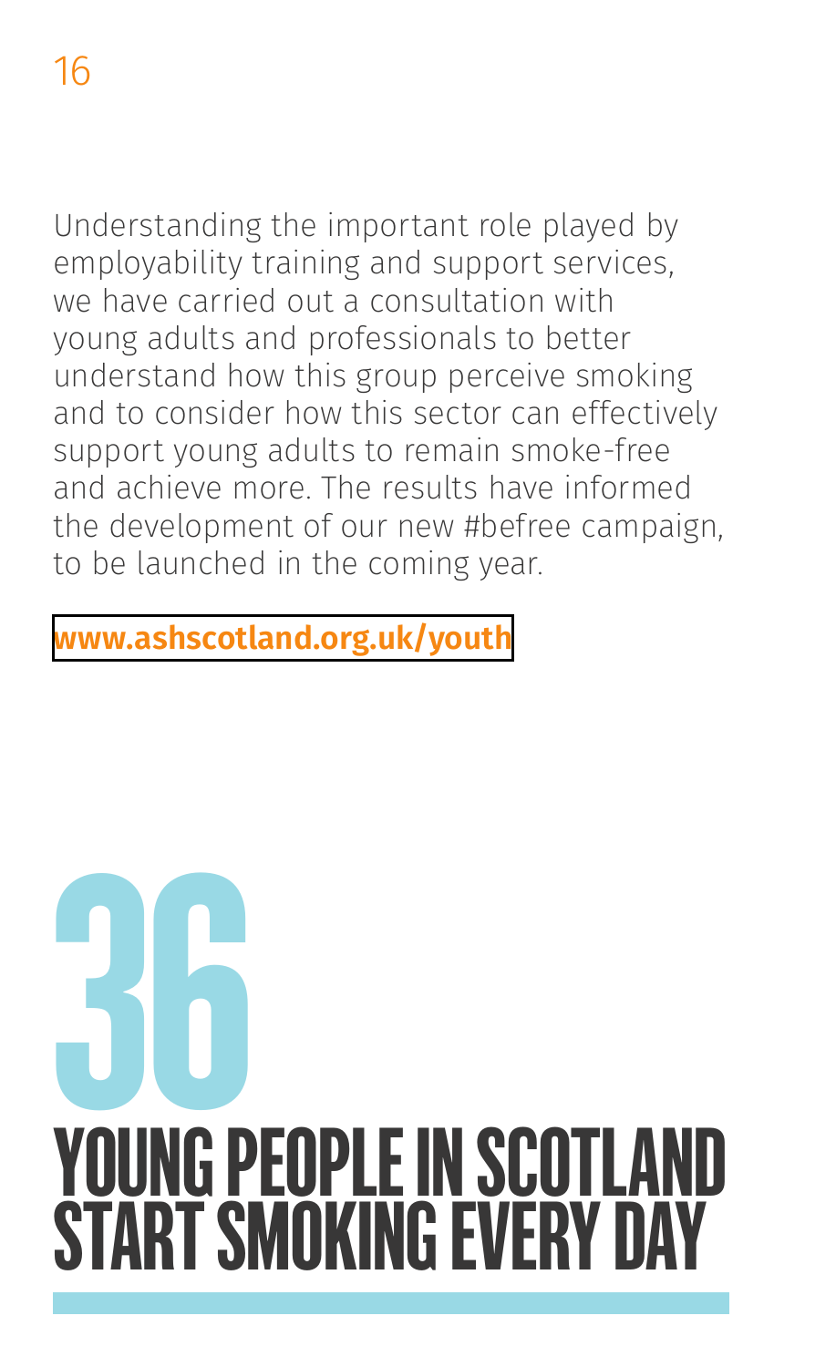Understanding the important role played by employability training and support services, we have carried out a consultation with young adults and professionals to better understand how this group perceive smoking and to consider how this sector can effectively support young adults to remain smoke-free and achieve more. The results have informed the development of our new #befree campaign, to be launched in the coming year.

**www.ashscotland.org.uk/youth**

# 36

# YOUNG PEOPLE IN SCOTLAND START SMOKING EVERY DAY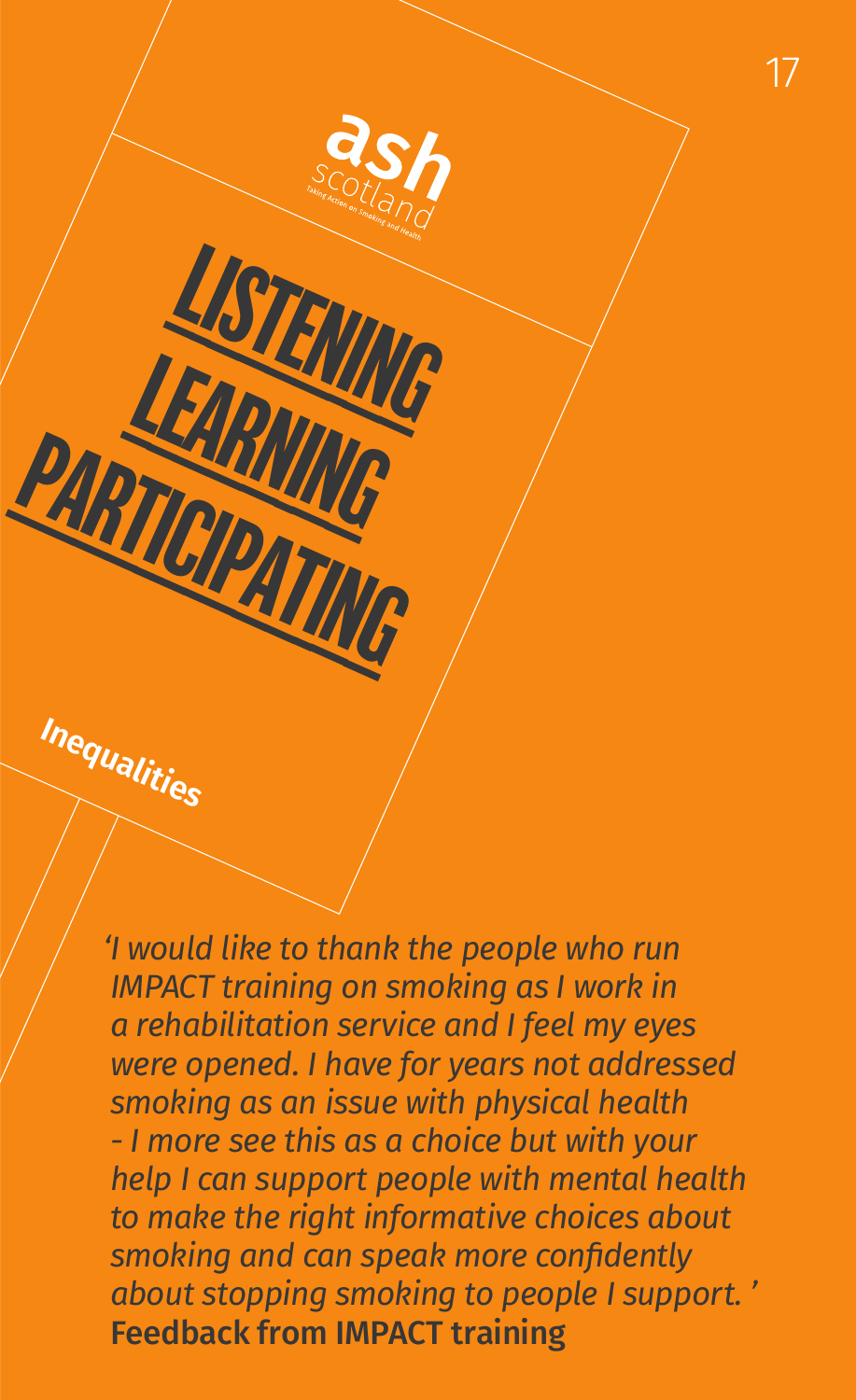ash scotland

Taking Action on Smoking and Health

# LISTENING LEARNING PARTICIPATING

Inequalities

*'I would like to thank the people who run IMPACT training on smoking as I work in a rehabilitation service and I feel my eyes were opened. I have for years not addressed smoking as an issue with physical health - I more see this as a choice but with your help I can support people with mental health to make the right informative choices about smoking and can speak more confidently about stopping smoking to people I support. '*

**Feedback from IMPACT training**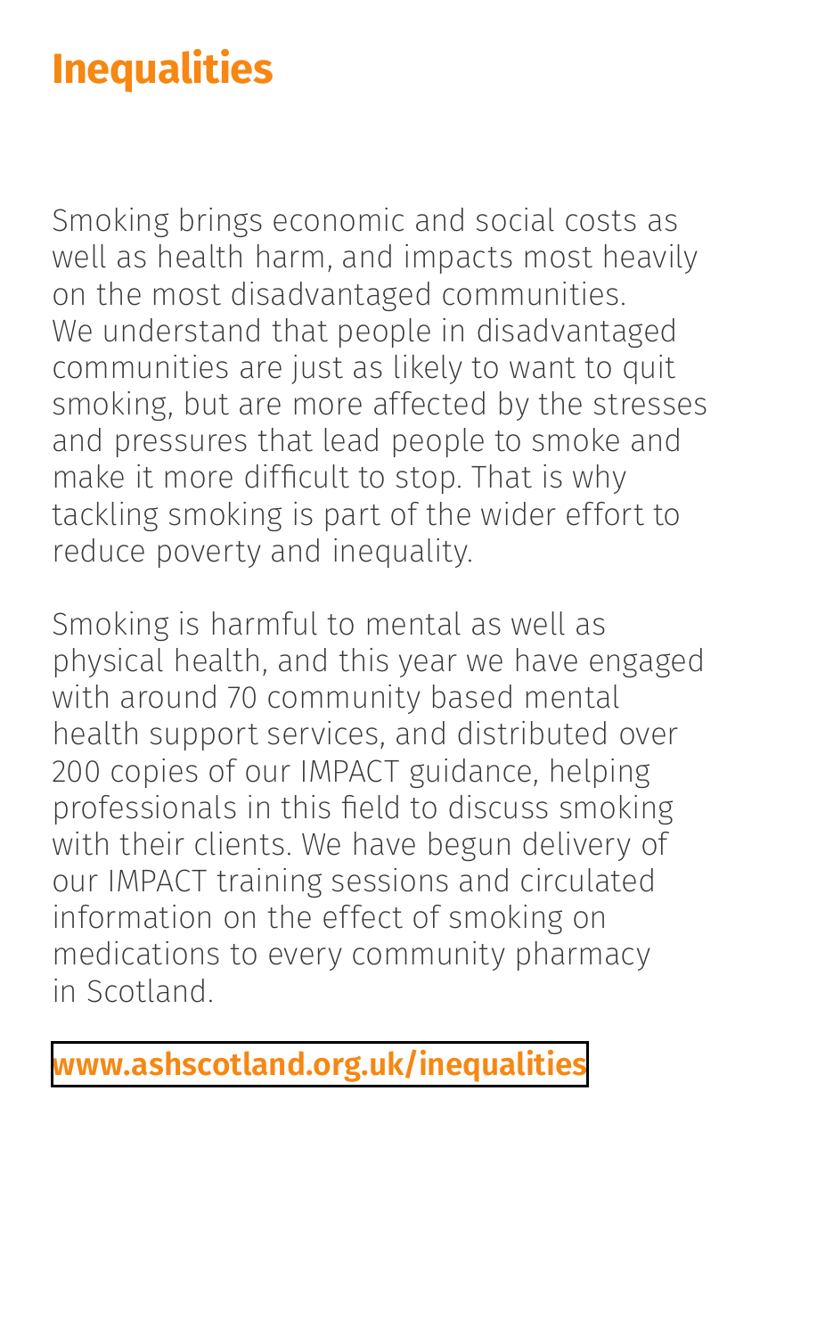# Inequalities

Smoking brings economic and social costs as well as health harm, and impacts most heavily on the most disadvantaged communities. We understand that people in disadvantaged communities are just as likely to want to quit smoking, but are more affected by the stresses and pressures that lead people to smoke and make it more difficult to stop. That is why tackling smoking is part of the wider effort to reduce poverty and inequality.

Smoking is harmful to mental as well as physical health, and this year we have engaged with around 70 community based mental health support services, and distributed over 200 copies of our IMPACT guidance, helping professionals in this field to discuss smoking with their clients. We have begun delivery of our IMPACT training sessions and circulated information on the effect of smoking on medications to every community pharmacy in Scotland.

**www.ashscotland.org.uk/inequalities**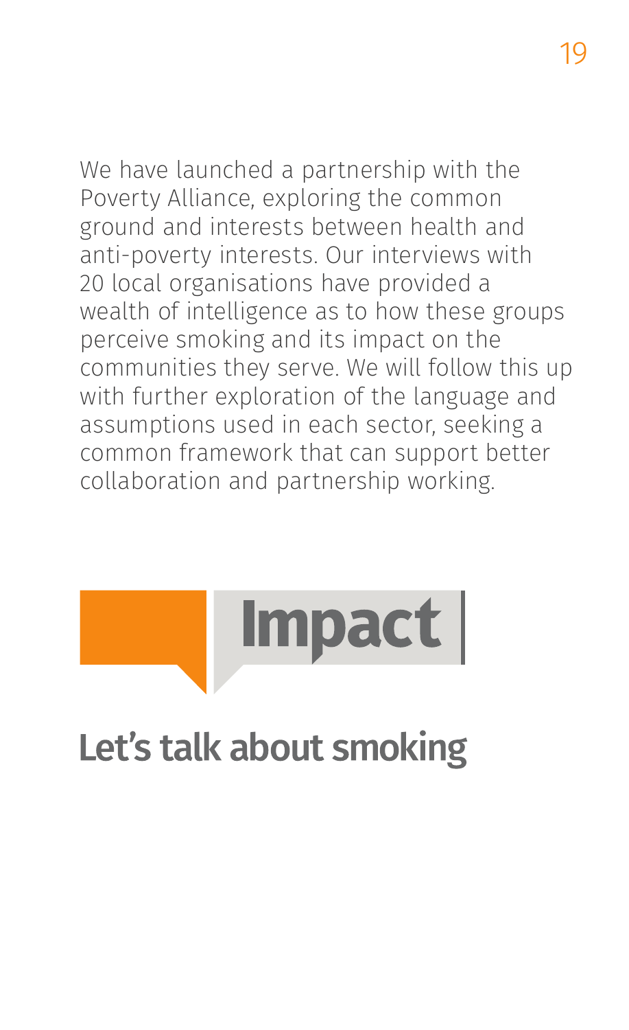We have launched a partnership with the Poverty Alliance, exploring the common ground and interests between health and anti-poverty interests. Our interviews with 20 local organisations have provided a wealth of intelligence as to how these groups perceive smoking and its impact on the communities they serve. We will follow this up with further exploration of the language and assumptions used in each sector, seeking a common framework that can support better collaboration and partnership working.

## Impact

## Let's talk about smoking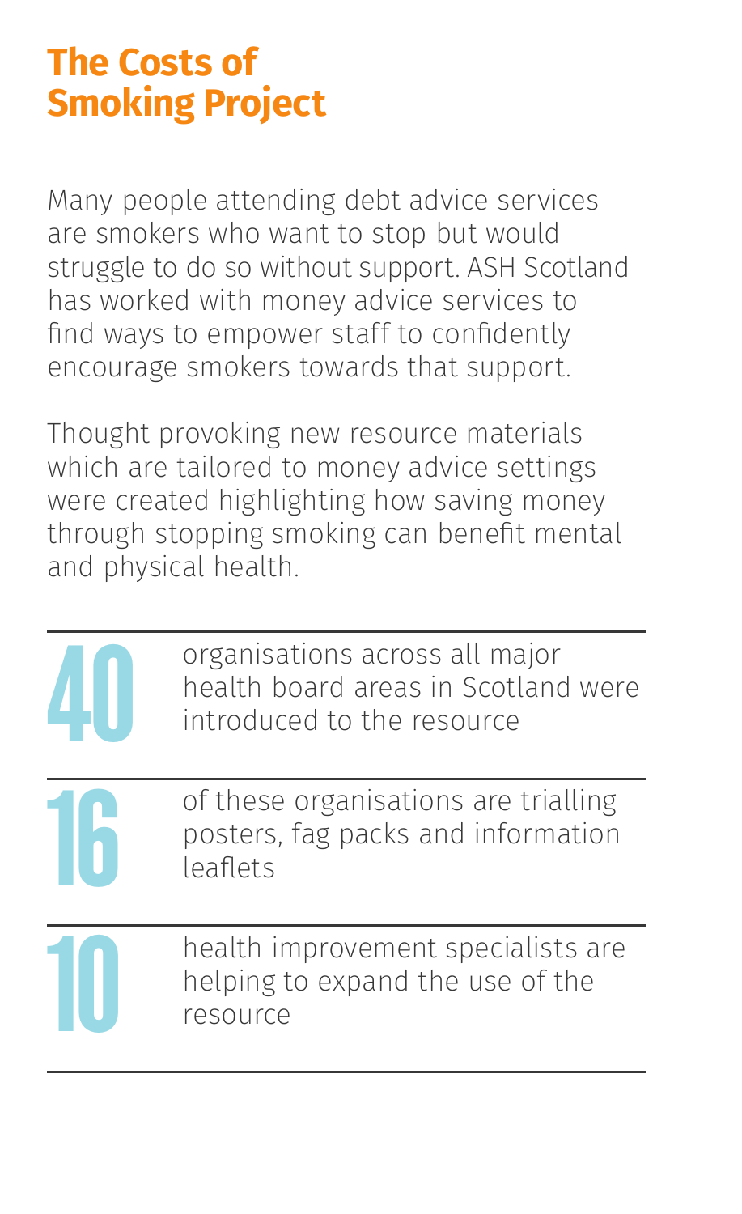## The Costs of Smoking Project

Many people attending debt advice services are smokers who want to stop but would struggle to do so without support. ASH Scotland has worked with money advice services to find ways to empower staff to confidently encourage smokers towards that support.

Thought provoking new resource materials which are tailored to money advice settings were created highlighting how saving money through stopping smoking can benefit mental and physical health.

**40** organisations across all major health board areas in Scotland were introduced to the resource

**16** of these organisations are trialling posters, fag packs and information leaflets

**10** health improvement specialists are helping to expand the use of the resource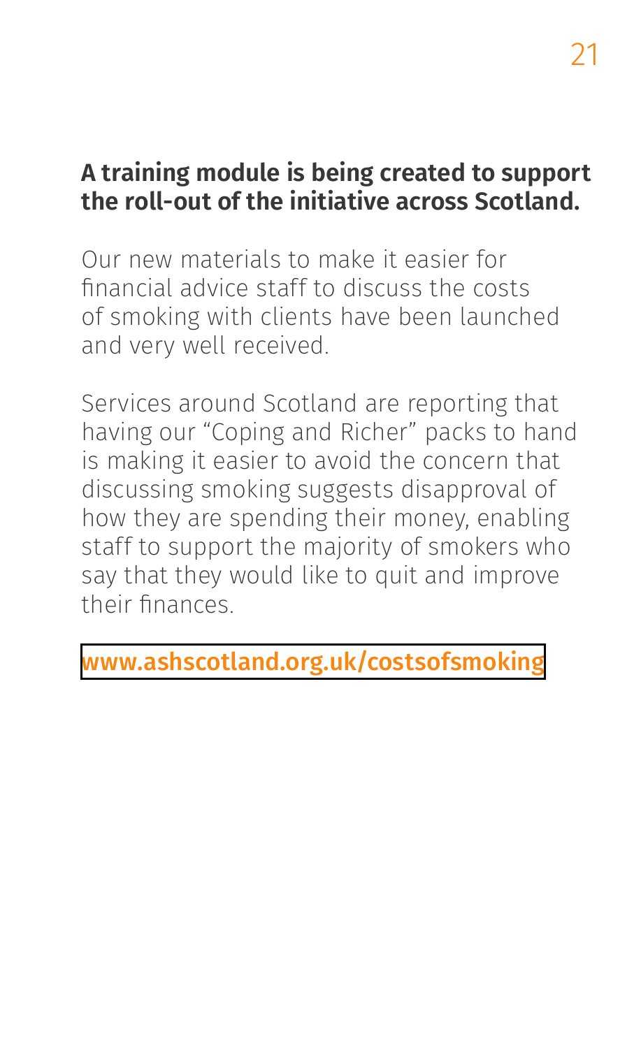**A training module is being created to support the roll-out of the initiative across Scotland.**

Our new materials to make it easier for financial advice staff to discuss the costs of smoking with clients have been launched and very well received.

Services around Scotland are reporting that having our "Coping and Richer" packs to hand is making it easier to avoid the concern that discussing smoking suggests disapproval of how they are spending their money, enabling staff to support the majority of smokers who say that they would like to quit and improve their finances.

www.ashscotland.org.uk/costsofsmoking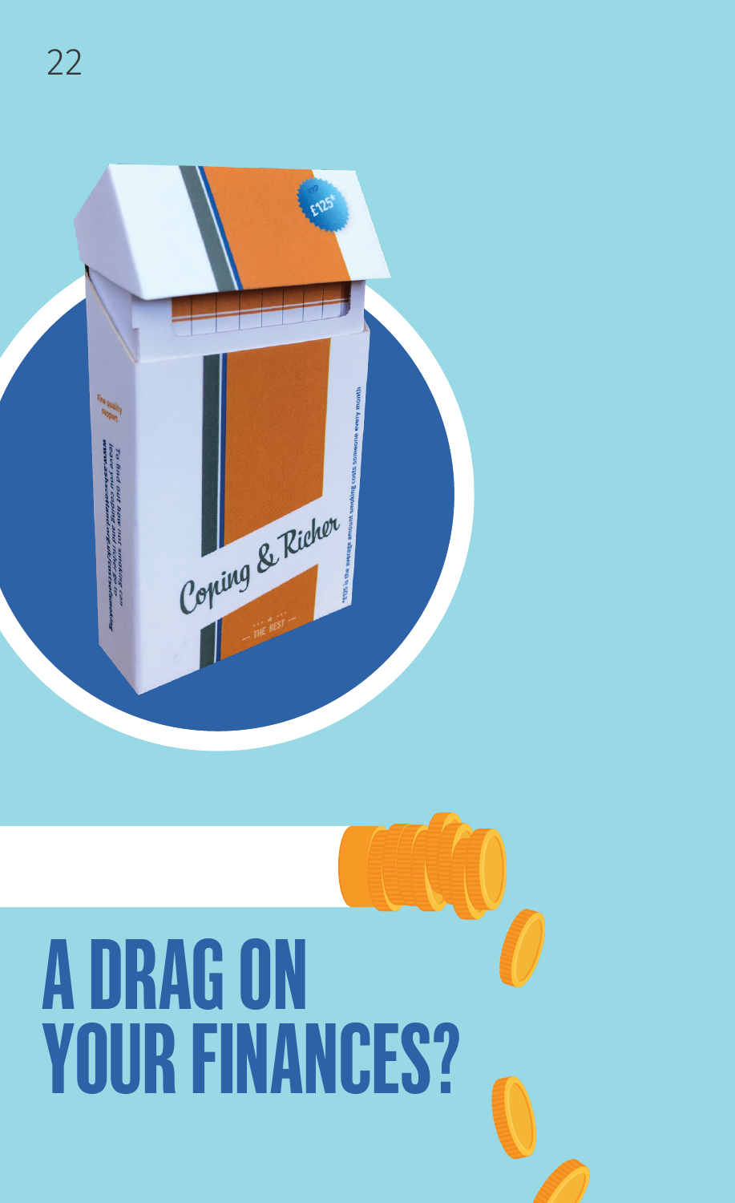# A DRAG ON YOUR FINANCES?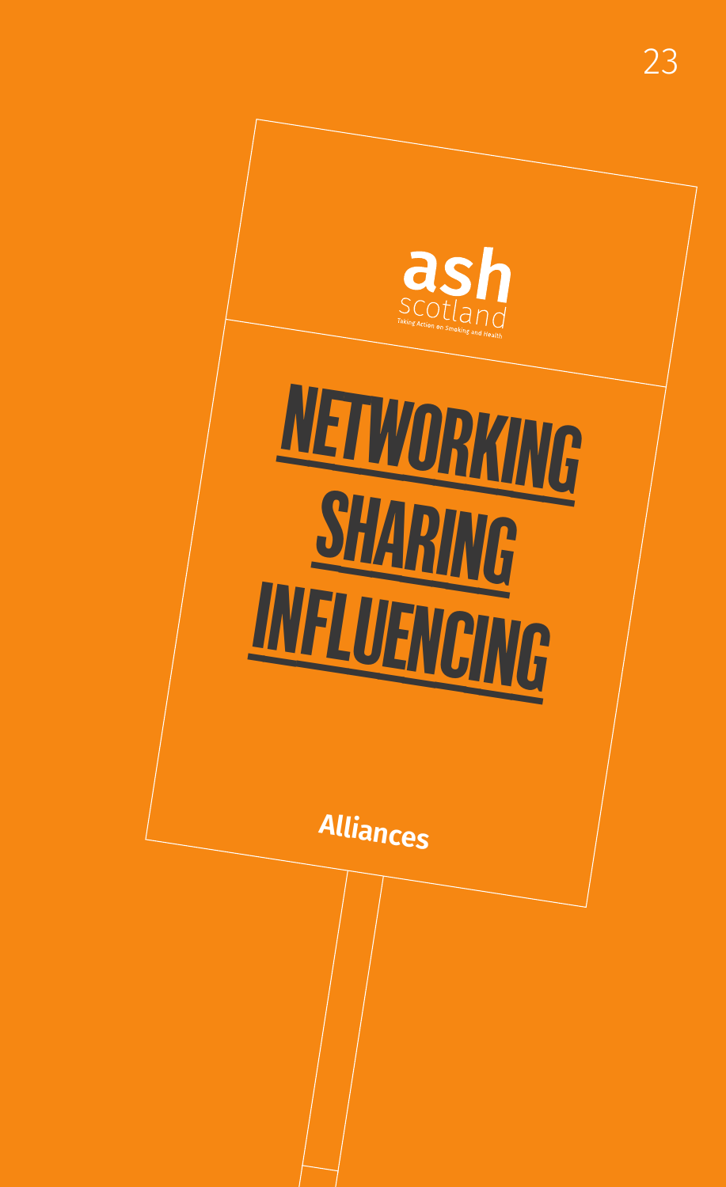ash scotland

Taking Action on Smoking and Health

# NETWORKING SHARING INFLUENCING

**Alliances**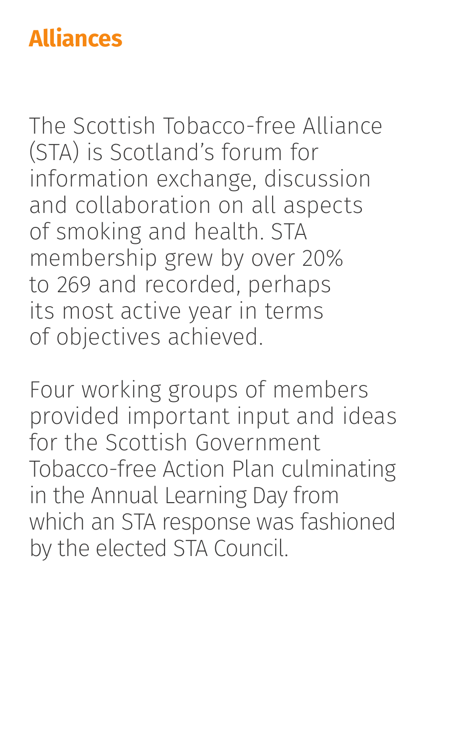# Alliances

The Scottish Tobacco-free Alliance (STA) is Scotland's forum for information exchange, discussion and collaboration on all aspects of smoking and health. STA membership grew by over 20% to 269 and recorded, perhaps its most active year in terms of objectives achieved.

Four working groups of members provided important input and ideas for the Scottish Government Tobacco-free Action Plan culminating in the Annual Learning Day from which an STA response was fashioned by the elected STA Council.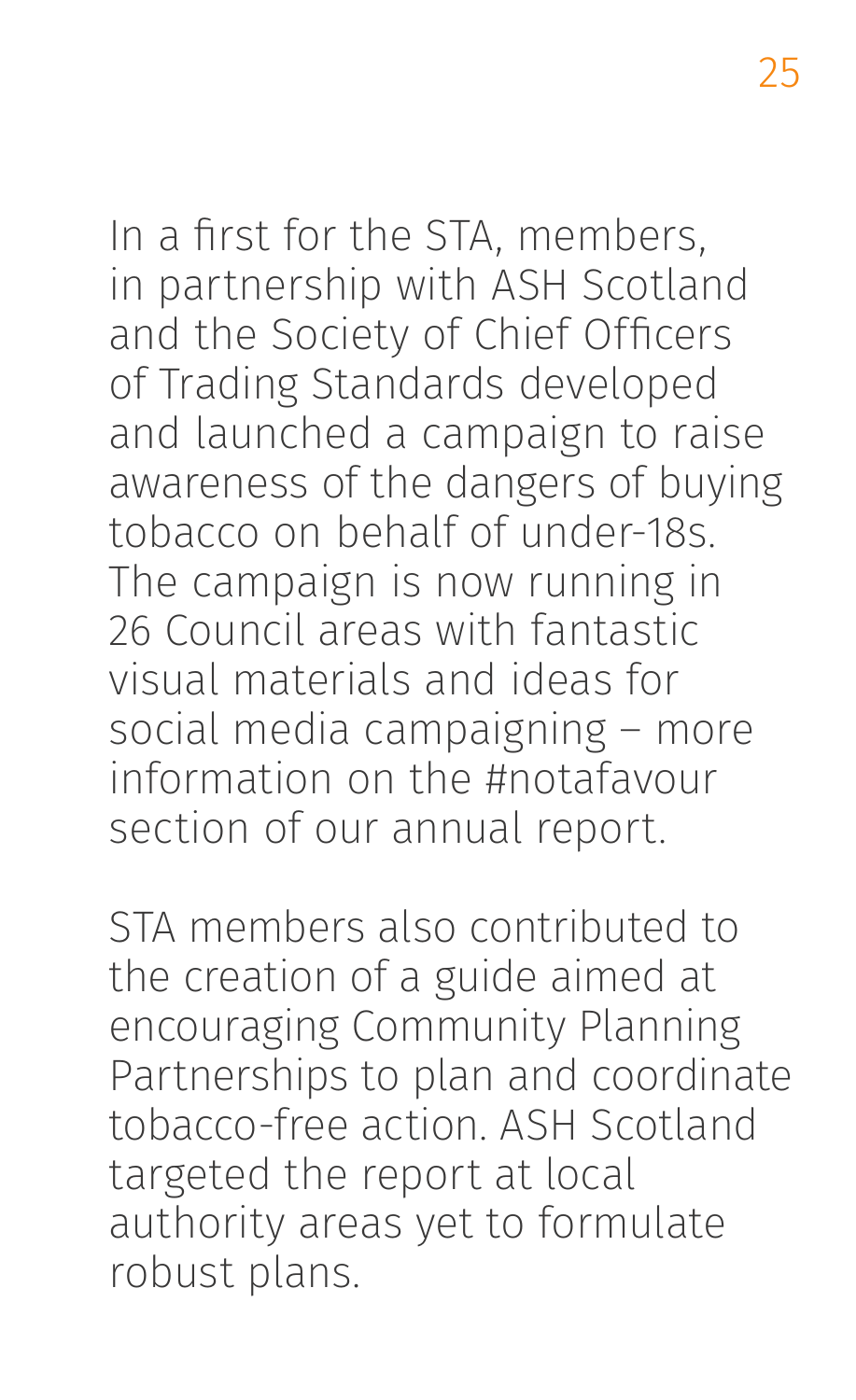In a first for the STA, members, in partnership with ASH Scotland and the Society of Chief Officers of Trading Standards developed and launched a campaign to raise awareness of the dangers of buying tobacco on behalf of under-18s. The campaign is now running in 26 Council areas with fantastic visual materials and ideas for social media campaigning – more information on the #notafavour section of our annual report.

STA members also contributed to the creation of a guide aimed at encouraging Community Planning Partnerships to plan and coordinate tobacco-free action. ASH Scotland targeted the report at local authority areas yet to formulate robust plans.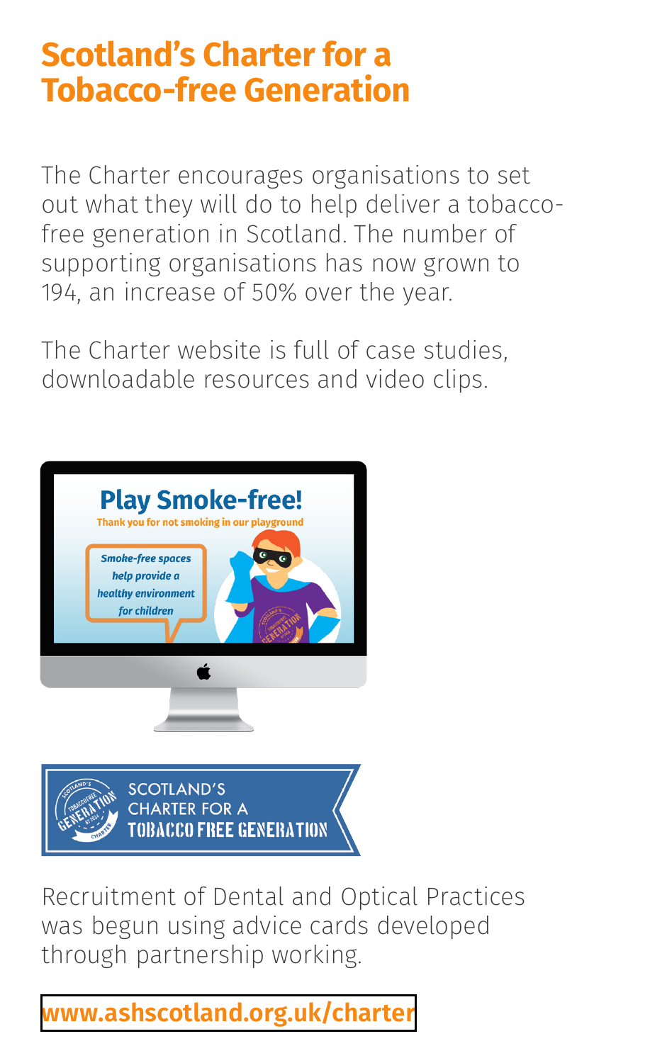# Scotland's Charter for a Tobacco-free Generation

The Charter encourages organisations to set out what they will do to help deliver a tobacco-free generation in Scotland. The number of supporting organisations has now grown to 194, an increase of 50% over the year.

The Charter website is full of case studies, downloadable resources and video clips.

Recruitment of Dental and Optical Practices was begun using advice cards developed through partnership working.

**www.ashscotland.org.uk/charter**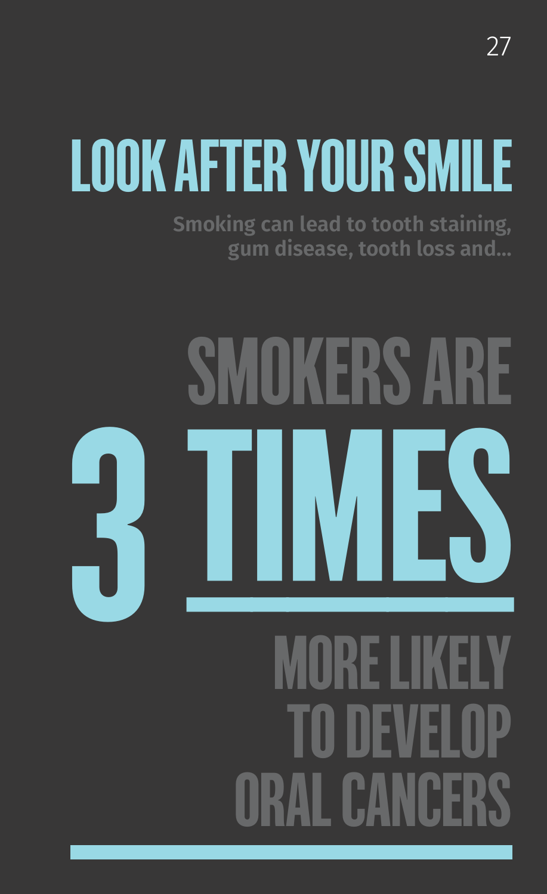# LOOK AFTER YOUR SMILE

Smoking can lead to tooth staining, gum disease, tooth loss and...

## SMOKERS ARE 3 TIMES MORE LIKELY TO DEVELOP ORAL CANCERS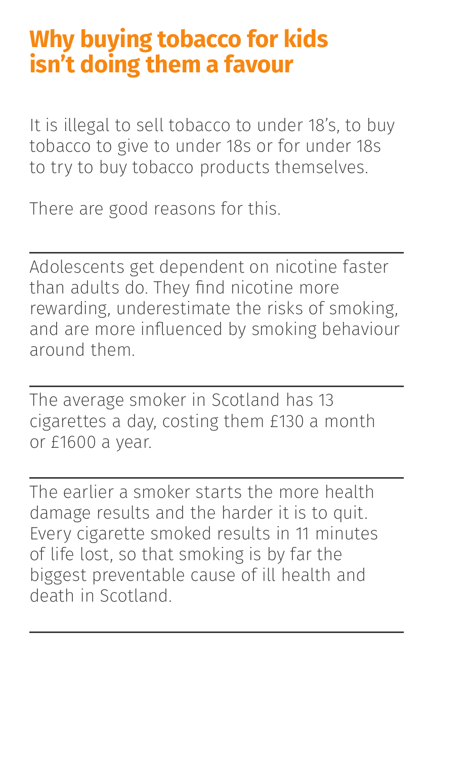# Why buying tobacco for kids isn't doing them a favour

It is illegal to sell tobacco to under 18's, to buy tobacco to give to under 18s or for under 18s to try to buy tobacco products themselves.

There are good reasons for this.

---

Adolescents get dependent on nicotine faster than adults do. They find nicotine more rewarding, underestimate the risks of smoking, and are more influenced by smoking behaviour around them.

---

The average smoker in Scotland has 13 cigarettes a day, costing them £130 a month or £1600 a year.

---

The earlier a smoker starts the more health damage results and the harder it is to quit. Every cigarette smoked results in 11 minutes of life lost, so that smoking is by far the biggest preventable cause of ill health and death in Scotland.

---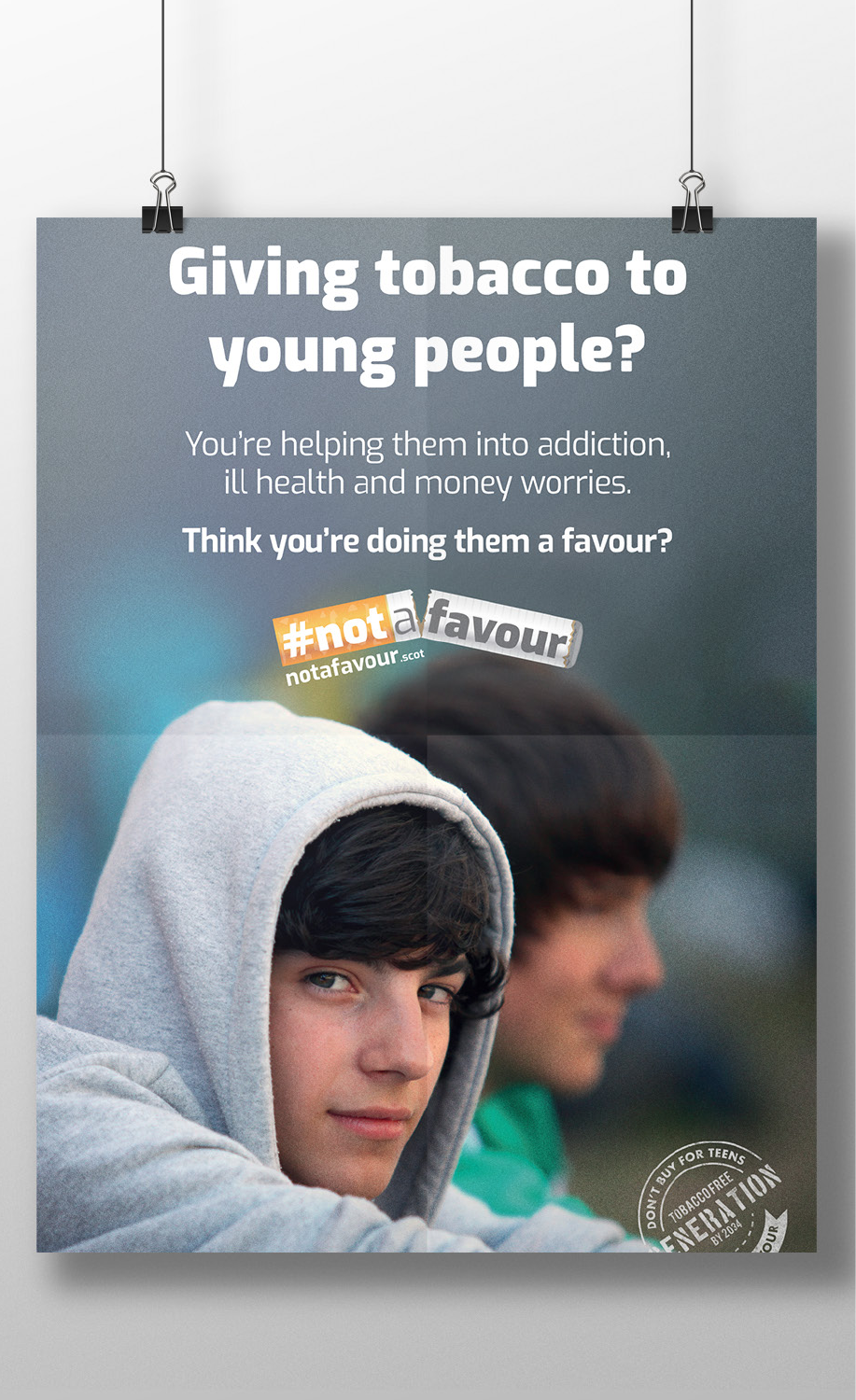# Giving tobacco to young people?

You're helping them into addiction, ill health and money worries.

**Think you're doing them a favour?**

#notafavour

notafavour.scot

DON'T BUY FOR TEENS

TOBACCO FREE GENERATION BY 2034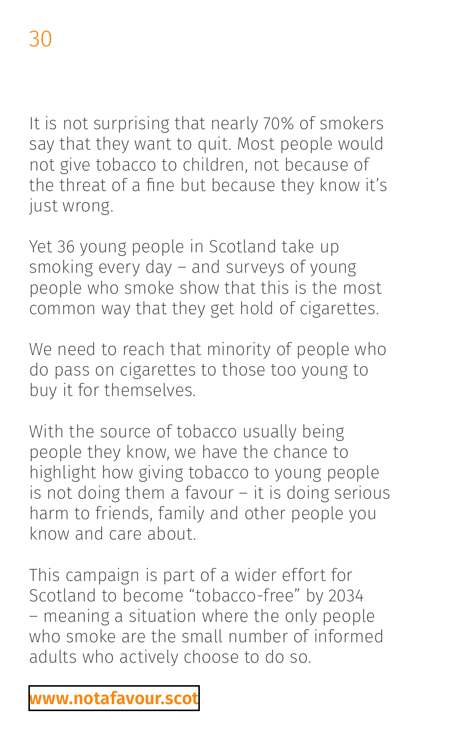It is not surprising that nearly 70% of smokers say that they want to quit. Most people would not give tobacco to children, not because of the threat of a fine but because they know it's just wrong.

Yet 36 young people in Scotland take up smoking every day – and surveys of young people who smoke show that this is the most common way that they get hold of cigarettes.

We need to reach that minority of people who do pass on cigarettes to those too young to buy it for themselves.

With the source of tobacco usually being people they know, we have the chance to highlight how giving tobacco to young people is not doing them a favour – it is doing serious harm to friends, family and other people you know and care about.

This campaign is part of a wider effort for Scotland to become "tobacco-free" by 2034 – meaning a situation where the only people who smoke are the small number of informed adults who actively choose to do so.

**www.notafavour.scot**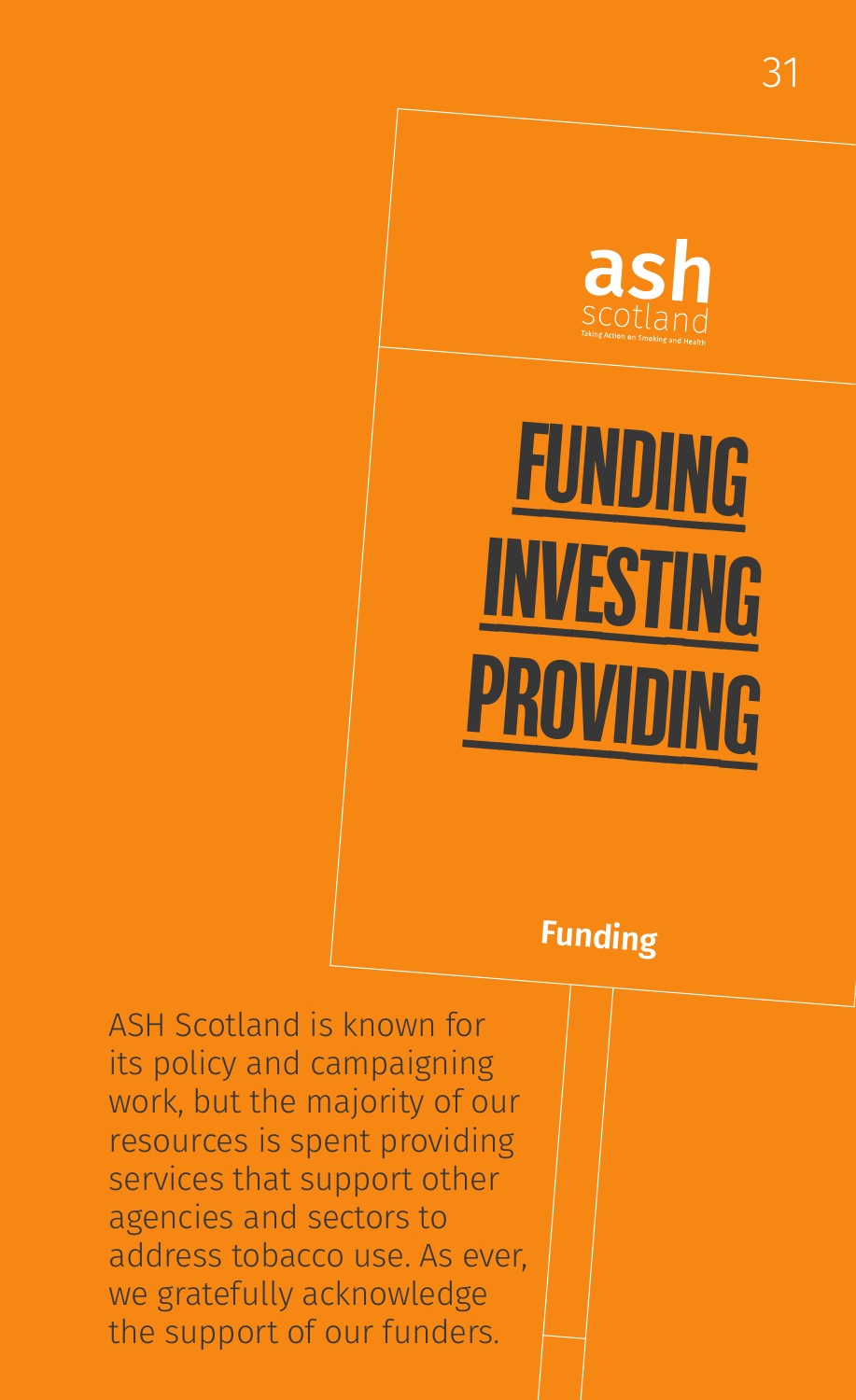ash scotland

Taking Action on Smoking and Health

# FUNDING INVESTING PROVIDING

## Funding

ASH Scotland is known for its policy and campaigning work, but the majority of our resources is spent providing services that support other agencies and sectors to address tobacco use. As ever, we gratefully acknowledge the support of our funders.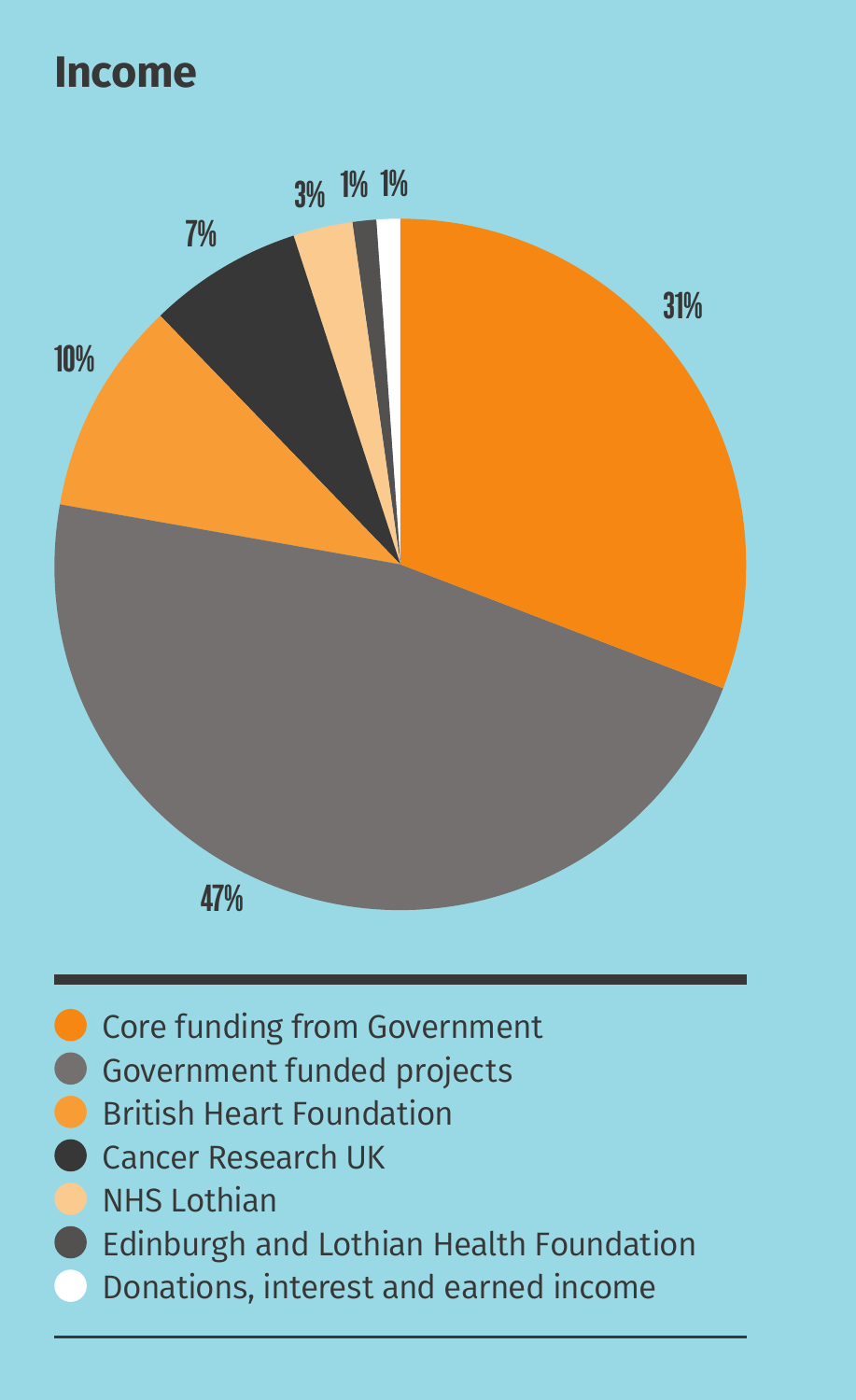# Income

31%

47%

10%

7%

3%

1%

1%

- Core funding from Government
- Government funded projects
- British Heart Foundation
- Cancer Research UK
- NHS Lothian
- Edinburgh and Lothian Health Foundation
- Donations, interest and earned income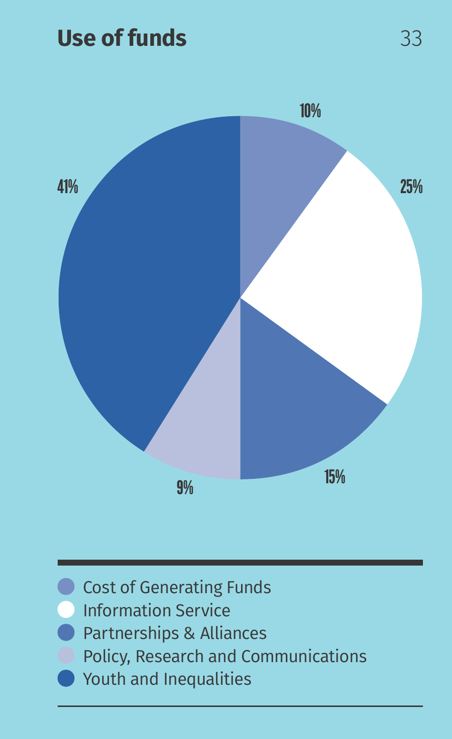## Use of funds

| Category | Percentage |
| --- | --- |
| Cost of Generating Funds | 10% |
| Information Service | 25% |
| Partnerships & Alliances | 15% |
| Policy, Research and Communications | 9% |
| Youth and Inequalities | 41% |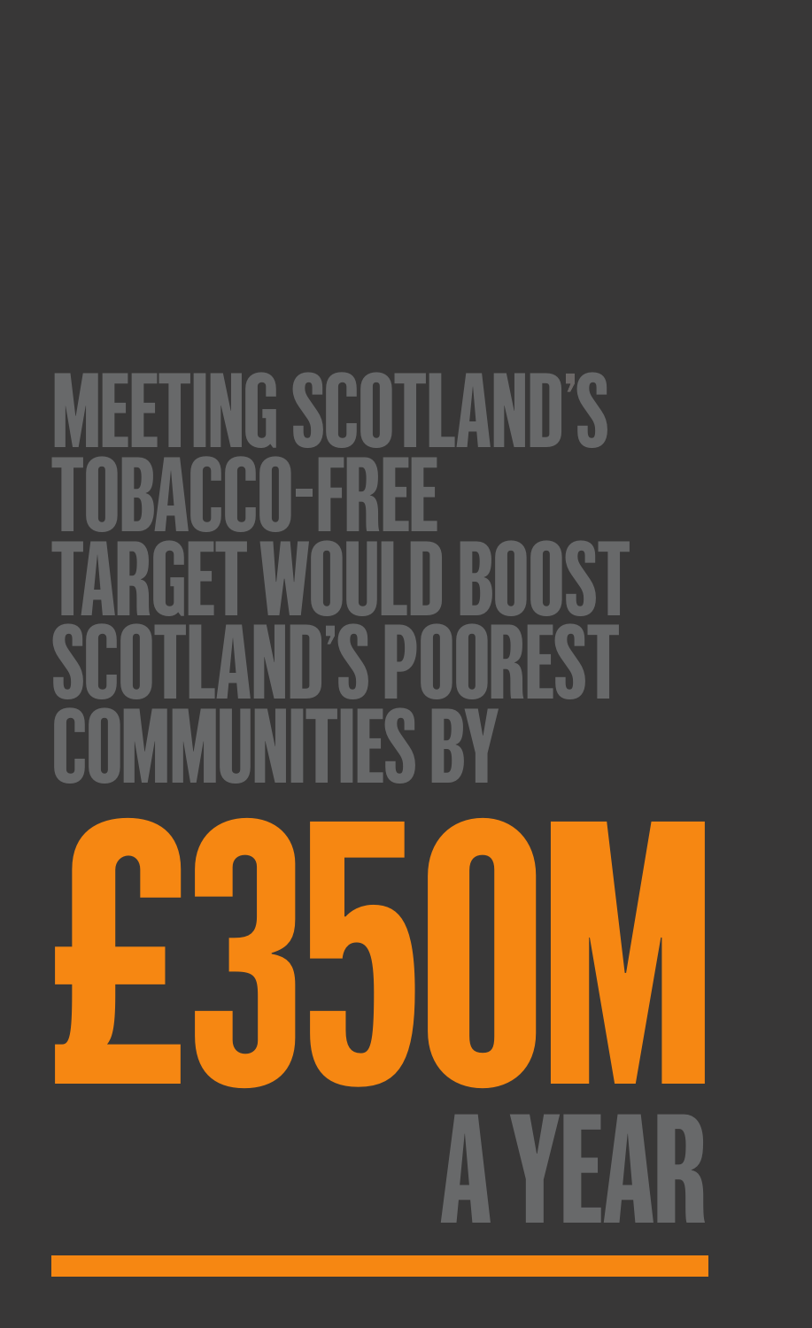# MEETING SCOTLAND'S TOBACCO-FREE TARGET WOULD BOOST SCOTLAND'S POOREST COMMUNITIES BY

# £350M

## A YEAR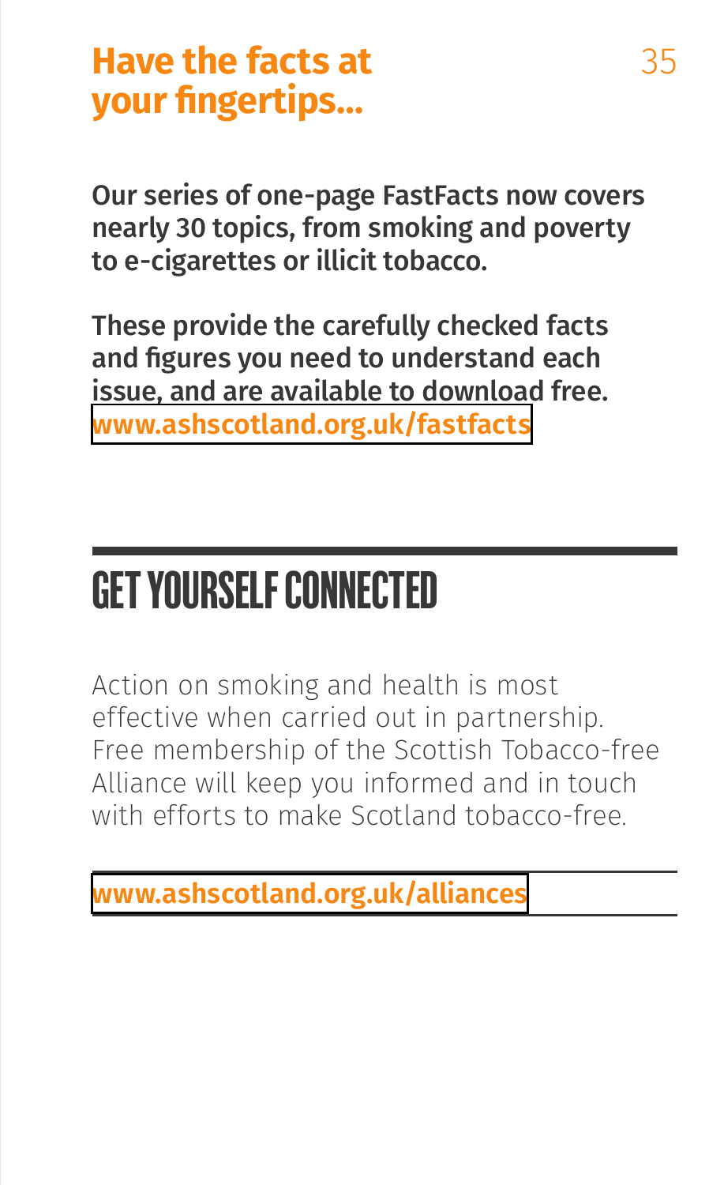## Have the facts at your fingertips...

**Our series of one-page FastFacts now covers nearly 30 topics, from smoking and poverty to e-cigarettes or illicit tobacco.**

**These provide the carefully checked facts and figures you need to understand each issue, and are available to download free.**
**www.ashscotland.org.uk/fastfacts**

# GET YOURSELF CONNECTED

Action on smoking and health is most effective when carried out in partnership. Free membership of the Scottish Tobacco-free Alliance will keep you informed and in touch with efforts to make Scotland tobacco-free.

**www.ashscotland.org.uk/alliances**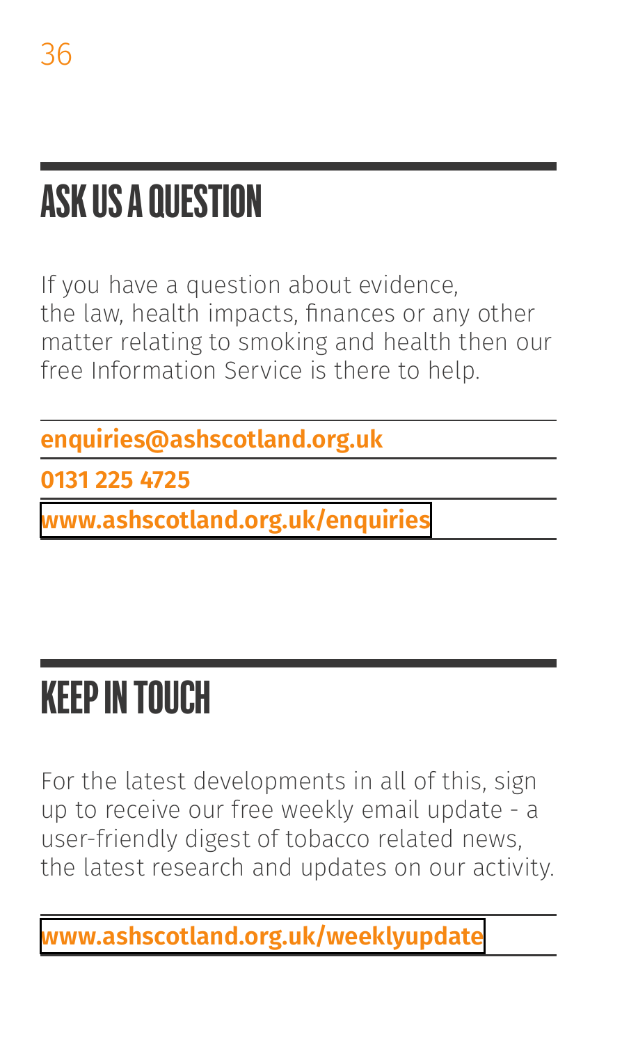## ASK US A QUESTION

If you have a question about evidence, the law, health impacts, finances or any other matter relating to smoking and health then our free Information Service is there to help.

**enquiries@ashscotland.org.uk**

**0131 225 4725**

**www.ashscotland.org.uk/enquiries**

## KEEP IN TOUCH

For the latest developments in all of this, sign up to receive our free weekly email update - a user-friendly digest of tobacco related news, the latest research and updates on our activity.

**www.ashscotland.org.uk/weeklyupdate**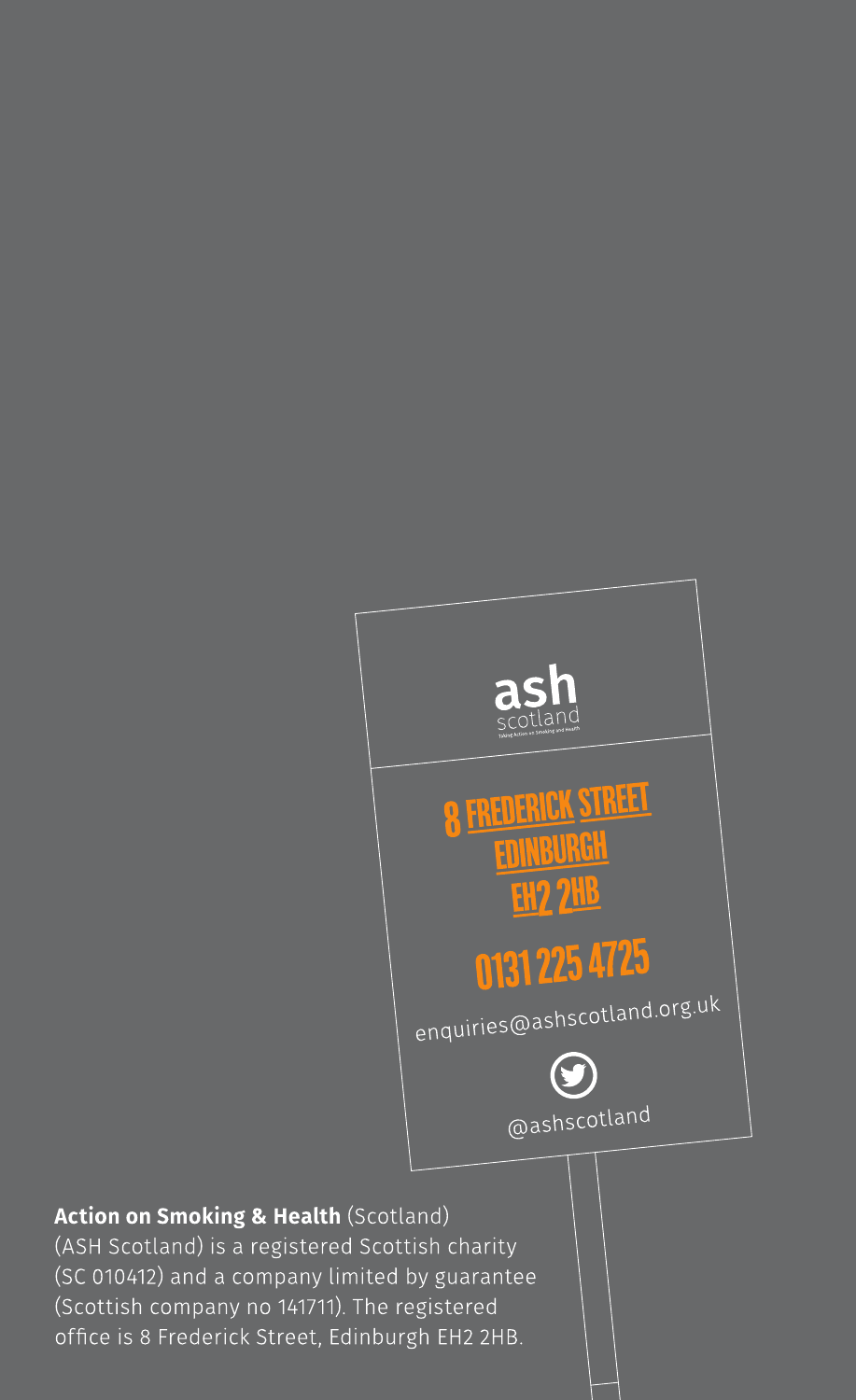ash
scotland
Taking Action on Smoking and Health

8 Frederick Street
Edinburgh
EH2 2HB

0131 225 4725

enquiries@ashscotland.org.uk

@ashscotland

**Action on Smoking & Health** (Scotland) (ASH Scotland) is a registered Scottish charity (SC 010412) and a company limited by guarantee (Scottish company no 141711). The registered office is 8 Frederick Street, Edinburgh EH2 2HB.